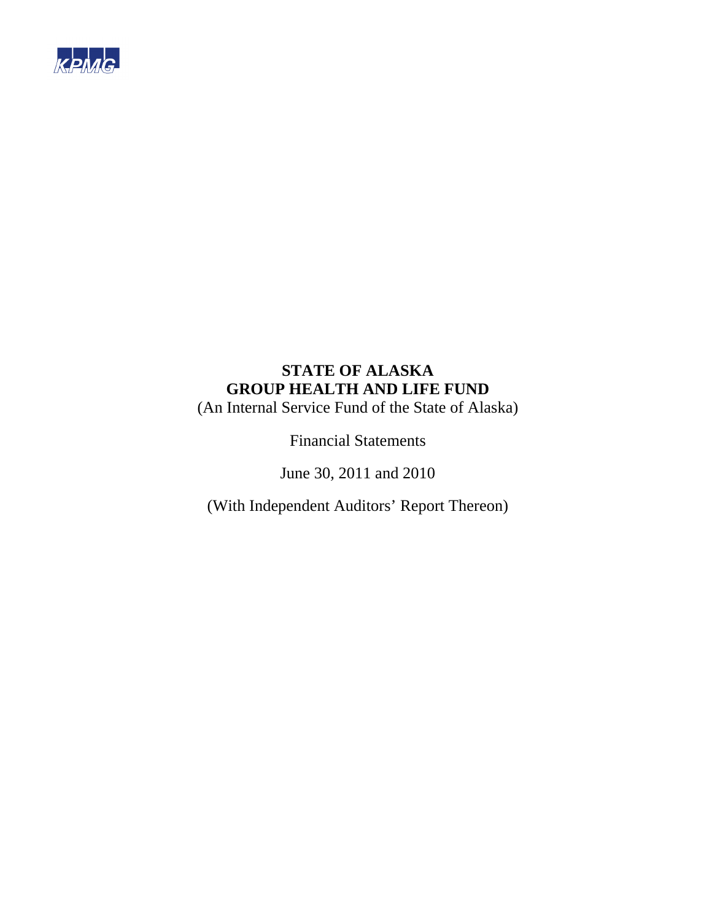KPMG

# STATE OF ALASKA
# GROUP HEALTH AND LIFE FUND

(An Internal Service Fund of the State of Alaska)

Financial Statements

June 30, 2011 and 2010

(With Independent Auditors' Report Thereon)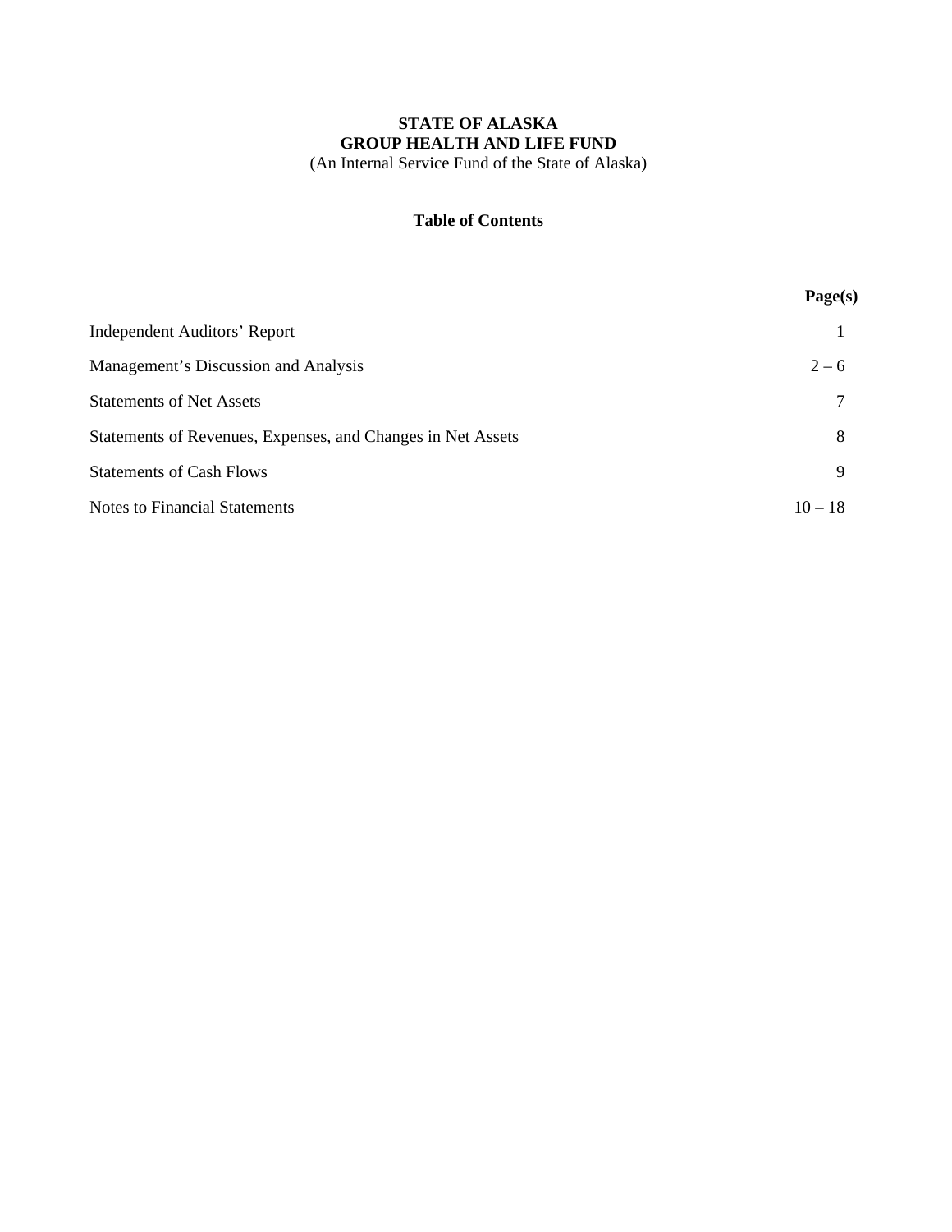**STATE OF ALASKA**
**GROUP HEALTH AND LIFE FUND**
(An Internal Service Fund of the State of Alaska)

## Table of Contents

| | Page(s) |
|---|---|
| Independent Auditors' Report | 1 |
| Management's Discussion and Analysis | 2 – 6 |
| Statements of Net Assets | 7 |
| Statements of Revenues, Expenses, and Changes in Net Assets | 8 |
| Statements of Cash Flows | 9 |
| Notes to Financial Statements | 10 – 18 |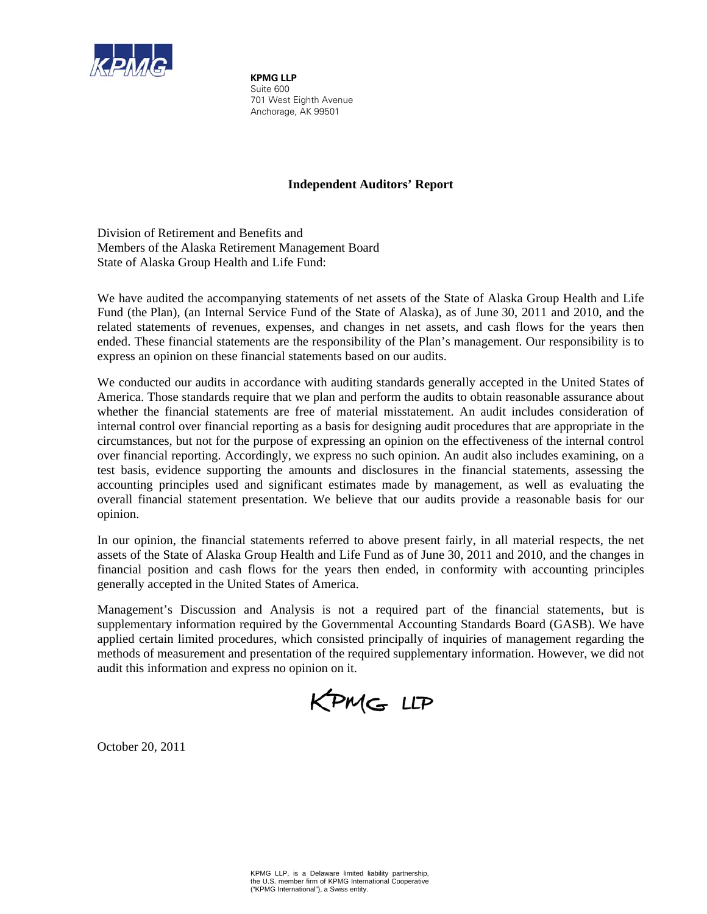**KPMG LLP**
Suite 600
701 West Eighth Avenue
Anchorage, AK 99501

## Independent Auditors' Report

Division of Retirement and Benefits and
Members of the Alaska Retirement Management Board
State of Alaska Group Health and Life Fund:

We have audited the accompanying statements of net assets of the State of Alaska Group Health and Life Fund (the Plan), (an Internal Service Fund of the State of Alaska), as of June 30, 2011 and 2010, and the related statements of revenues, expenses, and changes in net assets, and cash flows for the years then ended. These financial statements are the responsibility of the Plan's management. Our responsibility is to express an opinion on these financial statements based on our audits.

We conducted our audits in accordance with auditing standards generally accepted in the United States of America. Those standards require that we plan and perform the audits to obtain reasonable assurance about whether the financial statements are free of material misstatement. An audit includes consideration of internal control over financial reporting as a basis for designing audit procedures that are appropriate in the circumstances, but not for the purpose of expressing an opinion on the effectiveness of the internal control over financial reporting. Accordingly, we express no such opinion. An audit also includes examining, on a test basis, evidence supporting the amounts and disclosures in the financial statements, assessing the accounting principles used and significant estimates made by management, as well as evaluating the overall financial statement presentation. We believe that our audits provide a reasonable basis for our opinion.

In our opinion, the financial statements referred to above present fairly, in all material respects, the net assets of the State of Alaska Group Health and Life Fund as of June 30, 2011 and 2010, and the changes in financial position and cash flows for the years then ended, in conformity with accounting principles generally accepted in the United States of America.

Management's Discussion and Analysis is not a required part of the financial statements, but is supplementary information required by the Governmental Accounting Standards Board (GASB). We have applied certain limited procedures, which consisted principally of inquiries of management regarding the methods of measurement and presentation of the required supplementary information. However, we did not audit this information and express no opinion on it.

KPMG LLP

October 20, 2011

KPMG LLP, is a Delaware limited liability partnership, the U.S. member firm of KPMG International Cooperative ("KPMG International"), a Swiss entity.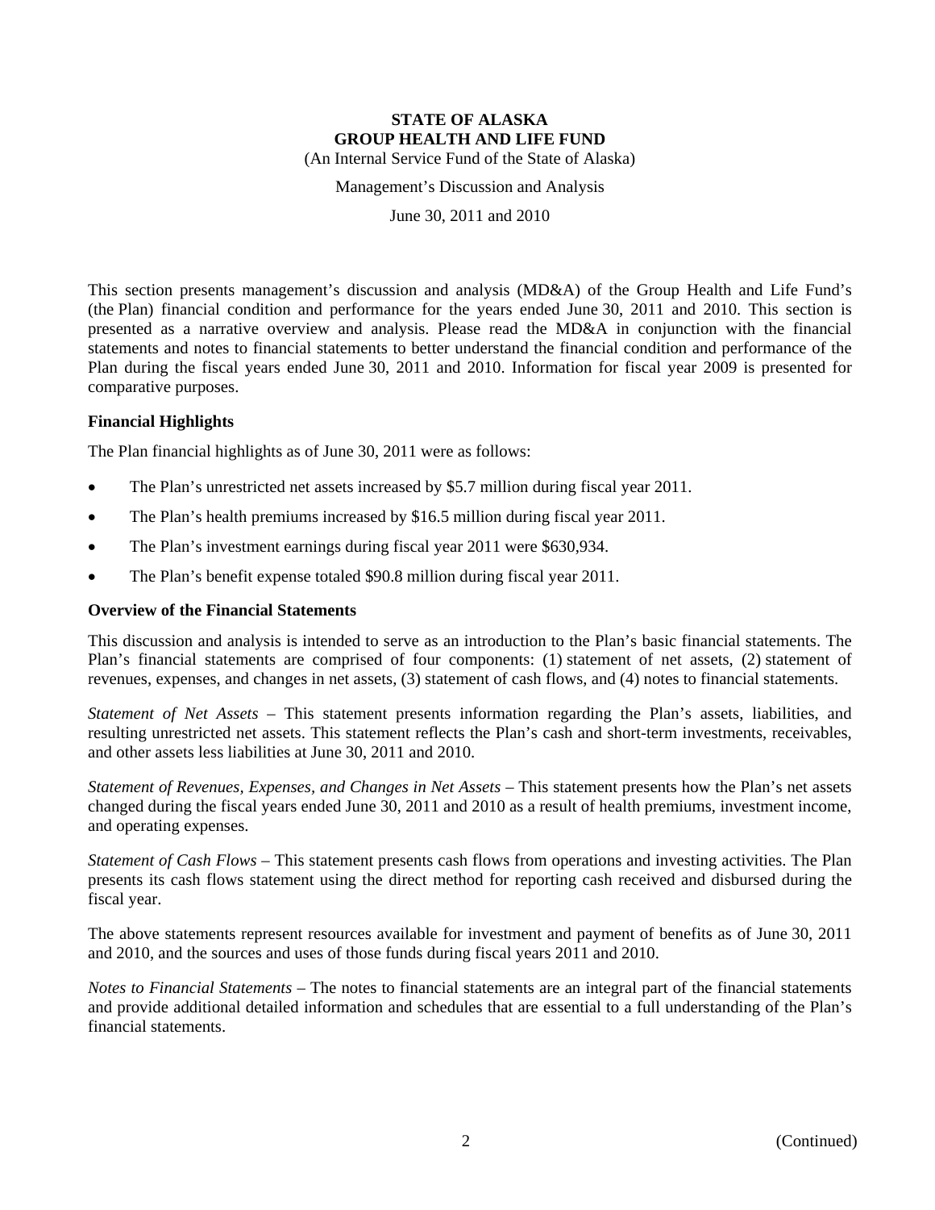# STATE OF ALASKA
# GROUP HEALTH AND LIFE FUND

(An Internal Service Fund of the State of Alaska)

Management's Discussion and Analysis

June 30, 2011 and 2010

This section presents management's discussion and analysis (MD&A) of the Group Health and Life Fund's (the Plan) financial condition and performance for the years ended June 30, 2011 and 2010. This section is presented as a narrative overview and analysis. Please read the MD&A in conjunction with the financial statements and notes to financial statements to better understand the financial condition and performance of the Plan during the fiscal years ended June 30, 2011 and 2010. Information for fiscal year 2009 is presented for comparative purposes.

## Financial Highlights

The Plan financial highlights as of June 30, 2011 were as follows:

- The Plan's unrestricted net assets increased by $5.7 million during fiscal year 2011.
- The Plan's health premiums increased by $16.5 million during fiscal year 2011.
- The Plan's investment earnings during fiscal year 2011 were $630,934.
- The Plan's benefit expense totaled $90.8 million during fiscal year 2011.

## Overview of the Financial Statements

This discussion and analysis is intended to serve as an introduction to the Plan's basic financial statements. The Plan's financial statements are comprised of four components: (1) statement of net assets, (2) statement of revenues, expenses, and changes in net assets, (3) statement of cash flows, and (4) notes to financial statements.

*Statement of Net Assets* – This statement presents information regarding the Plan's assets, liabilities, and resulting unrestricted net assets. This statement reflects the Plan's cash and short-term investments, receivables, and other assets less liabilities at June 30, 2011 and 2010.

*Statement of Revenues, Expenses, and Changes in Net Assets* – This statement presents how the Plan's net assets changed during the fiscal years ended June 30, 2011 and 2010 as a result of health premiums, investment income, and operating expenses.

*Statement of Cash Flows* – This statement presents cash flows from operations and investing activities. The Plan presents its cash flows statement using the direct method for reporting cash received and disbursed during the fiscal year.

The above statements represent resources available for investment and payment of benefits as of June 30, 2011 and 2010, and the sources and uses of those funds during fiscal years 2011 and 2010.

*Notes to Financial Statements* – The notes to financial statements are an integral part of the financial statements and provide additional detailed information and schedules that are essential to a full understanding of the Plan's financial statements.

(Continued)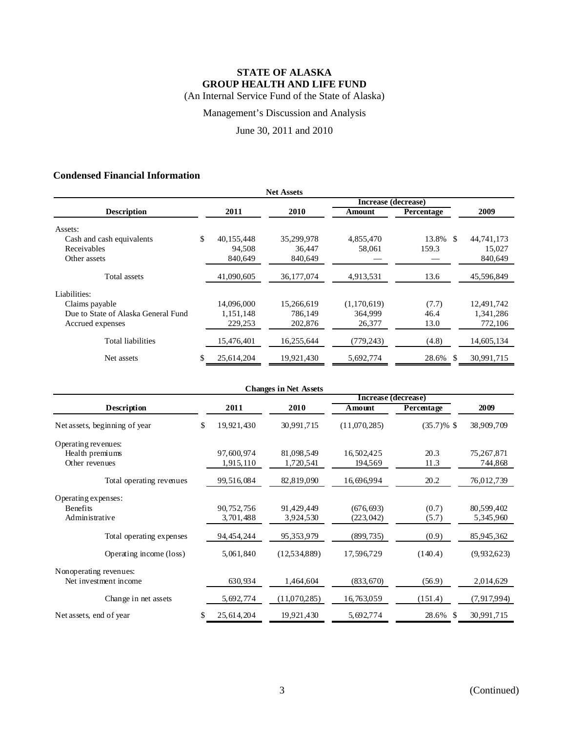**STATE OF ALASKA**
**GROUP HEALTH AND LIFE FUND**
(An Internal Service Fund of the State of Alaska)

Management's Discussion and Analysis

June 30, 2011 and 2010

## Condensed Financial Information

**Net Assets**

| Description | 2011 | 2010 | Increase (decrease) Amount | Increase (decrease) Percentage | 2009 |
|---|---|---|---|---|---|
| Assets: | | | | | |
| Cash and cash equivalents | $ 40,155,448 | 35,299,978 | 4,855,470 | 13.8% | $ 44,741,173 |
| Receivables | 94,508 | 36,447 | 58,061 | 159.3 | 15,027 |
| Other assets | 840,649 | 840,649 | — | — | 840,649 |
| Total assets | 41,090,605 | 36,177,074 | 4,913,531 | 13.6 | 45,596,849 |
| Liabilities: | | | | | |
| Claims payable | 14,096,000 | 15,266,619 | (1,170,619) | (7.7) | 12,491,742 |
| Due to State of Alaska General Fund | 1,151,148 | 786,149 | 364,999 | 46.4 | 1,341,286 |
| Accrued expenses | 229,253 | 202,876 | 26,377 | 13.0 | 772,106 |
| Total liabilities | 15,476,401 | 16,255,644 | (779,243) | (4.8) | 14,605,134 |
| Net assets | $ 25,614,204 | 19,921,430 | 5,692,774 | 28.6% | $ 30,991,715 |

**Changes in Net Assets**

| Description | 2011 | 2010 | Increase (decrease) Amount | Increase (decrease) Percentage | 2009 |
|---|---|---|---|---|---|
| Net assets, beginning of year | $ 19,921,430 | 30,991,715 | (11,070,285) | (35.7)% | $ 38,909,709 |
| Operating revenues: | | | | | |
| Health premiums | 97,600,974 | 81,098,549 | 16,502,425 | 20.3 | 75,267,871 |
| Other revenues | 1,915,110 | 1,720,541 | 194,569 | 11.3 | 744,868 |
| Total operating revenues | 99,516,084 | 82,819,090 | 16,696,994 | 20.2 | 76,012,739 |
| Operating expenses: | | | | | |
| Benefits | 90,752,756 | 91,429,449 | (676,693) | (0.7) | 80,599,402 |
| Administrative | 3,701,488 | 3,924,530 | (223,042) | (5.7) | 5,345,960 |
| Total operating expenses | 94,454,244 | 95,353,979 | (899,735) | (0.9) | 85,945,362 |
| Operating income (loss) | 5,061,840 | (12,534,889) | 17,596,729 | (140.4) | (9,932,623) |
| Nonoperating revenues: | | | | | |
| Net investment income | 630,934 | 1,464,604 | (833,670) | (56.9) | 2,014,629 |
| Change in net assets | 5,692,774 | (11,070,285) | 16,763,059 | (151.4) | (7,917,994) |
| Net assets, end of year | $ 25,614,204 | 19,921,430 | 5,692,774 | 28.6% | $ 30,991,715 |

(Continued)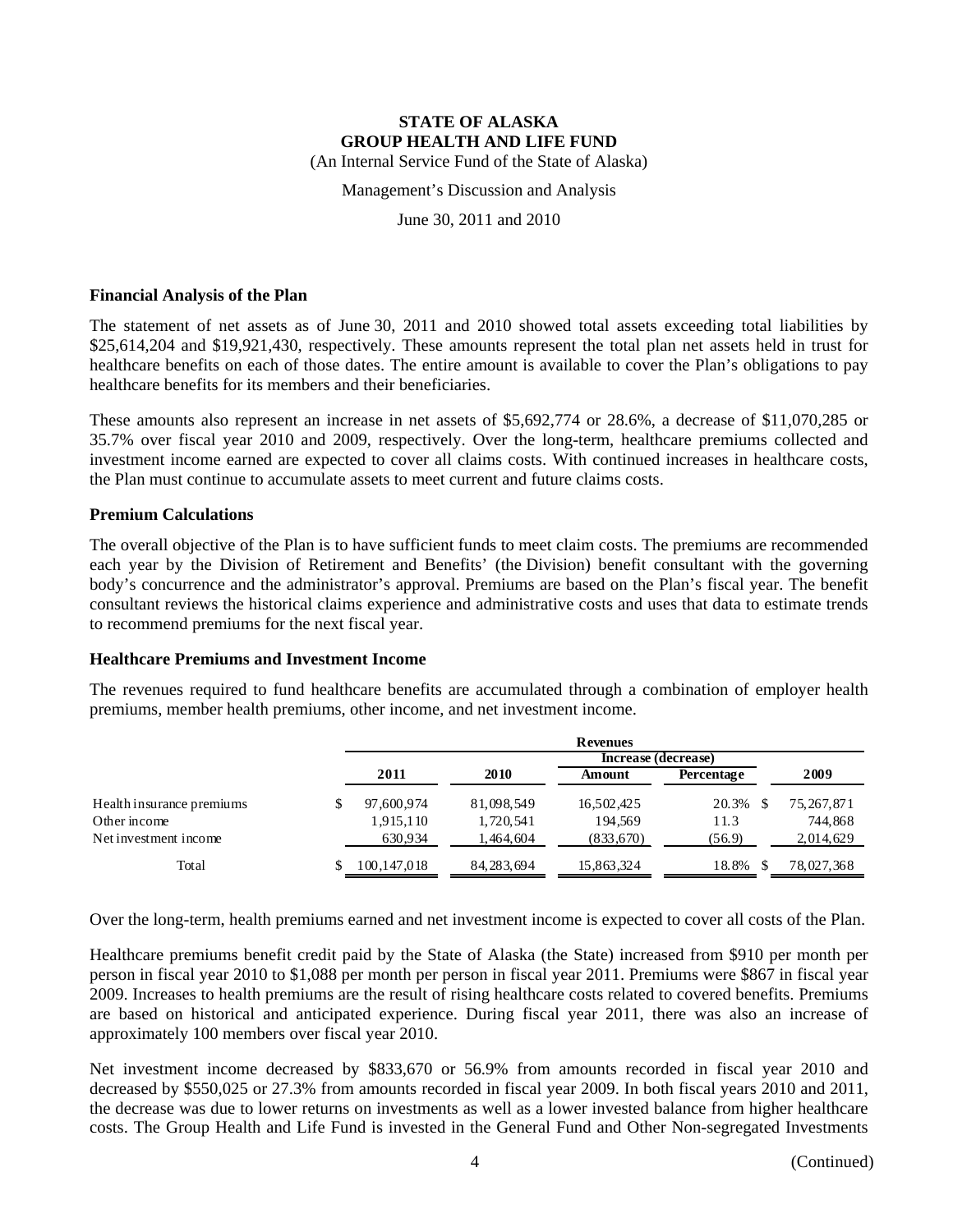**STATE OF ALASKA**
**GROUP HEALTH AND LIFE FUND**
(An Internal Service Fund of the State of Alaska)

Management's Discussion and Analysis

June 30, 2011 and 2010

### Financial Analysis of the Plan

The statement of net assets as of June 30, 2011 and 2010 showed total assets exceeding total liabilities by \$25,614,204 and \$19,921,430, respectively. These amounts represent the total plan net assets held in trust for healthcare benefits on each of those dates. The entire amount is available to cover the Plan's obligations to pay healthcare benefits for its members and their beneficiaries.

These amounts also represent an increase in net assets of \$5,692,774 or 28.6%, a decrease of \$11,070,285 or 35.7% over fiscal year 2010 and 2009, respectively. Over the long-term, healthcare premiums collected and investment income earned are expected to cover all claims costs. With continued increases in healthcare costs, the Plan must continue to accumulate assets to meet current and future claims costs.

### Premium Calculations

The overall objective of the Plan is to have sufficient funds to meet claim costs. The premiums are recommended each year by the Division of Retirement and Benefits' (the Division) benefit consultant with the governing body's concurrence and the administrator's approval. Premiums are based on the Plan's fiscal year. The benefit consultant reviews the historical claims experience and administrative costs and uses that data to estimate trends to recommend premiums for the next fiscal year.

### Healthcare Premiums and Investment Income

The revenues required to fund healthcare benefits are accumulated through a combination of employer health premiums, member health premiums, other income, and net investment income.

| | Revenues | | | | |
|---|---|---|---|---|---|
| | | | Increase (decrease) | | |
| | 2011 | 2010 | Amount | Percentage | 2009 |
| Health insurance premiums | $ 97,600,974 | 81,098,549 | 16,502,425 | 20.3% | $ 75,267,871 |
| Other income | 1,915,110 | 1,720,541 | 194,569 | 11.3 | 744,868 |
| Net investment income | 630,934 | 1,464,604 | (833,670) | (56.9) | 2,014,629 |
| Total | $ 100,147,018 | 84,283,694 | 15,863,324 | 18.8% | $ 78,027,368 |

Over the long-term, health premiums earned and net investment income is expected to cover all costs of the Plan.

Healthcare premiums benefit credit paid by the State of Alaska (the State) increased from \$910 per month per person in fiscal year 2010 to \$1,088 per month per person in fiscal year 2011. Premiums were \$867 in fiscal year 2009. Increases to health premiums are the result of rising healthcare costs related to covered benefits. Premiums are based on historical and anticipated experience. During fiscal year 2011, there was also an increase of approximately 100 members over fiscal year 2010.

Net investment income decreased by \$833,670 or 56.9% from amounts recorded in fiscal year 2010 and decreased by \$550,025 or 27.3% from amounts recorded in fiscal year 2009. In both fiscal years 2010 and 2011, the decrease was due to lower returns on investments as well as a lower invested balance from higher healthcare costs. The Group Health and Life Fund is invested in the General Fund and Other Non-segregated Investments

(Continued)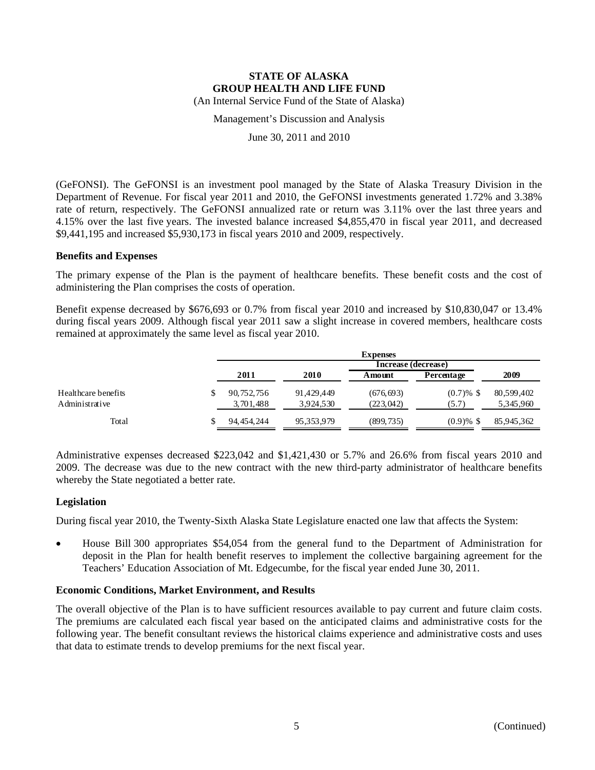(GeFONSI). The GeFONSI is an investment pool managed by the State of Alaska Treasury Division in the Department of Revenue. For fiscal year 2011 and 2010, the GeFONSI investments generated 1.72% and 3.38% rate of return, respectively. The GeFONSI annualized rate or return was 3.11% over the last three years and 4.15% over the last five years. The invested balance increased $4,855,470 in fiscal year 2011, and decreased $9,441,195 and increased $5,930,173 in fiscal years 2010 and 2009, respectively.

### Benefits and Expenses

The primary expense of the Plan is the payment of healthcare benefits. These benefit costs and the cost of administering the Plan comprises the costs of operation.

Benefit expense decreased by $676,693 or 0.7% from fiscal year 2010 and increased by $10,830,047 or 13.4% during fiscal years 2009. Although fiscal year 2011 saw a slight increase in covered members, healthcare costs remained at approximately the same level as fiscal year 2010.

| | Expenses | | | | |
|---|---|---|---|---|---|
| | | | Increase (decrease) | | |
| | 2011 | 2010 | Amount | Percentage | 2009 |
| Healthcare benefits | $ 90,752,756 | 91,429,449 | (676,693) | (0.7)% | $ 80,599,402 |
| Administrative | 3,701,488 | 3,924,530 | (223,042) | (5.7) | 5,345,960 |
| Total | $ 94,454,244 | 95,353,979 | (899,735) | (0.9)% | $ 85,945,362 |

Administrative expenses decreased $223,042 and $1,421,430 or 5.7% and 26.6% from fiscal years 2010 and 2009. The decrease was due to the new contract with the new third-party administrator of healthcare benefits whereby the State negotiated a better rate.

### Legislation

During fiscal year 2010, the Twenty-Sixth Alaska State Legislature enacted one law that affects the System:

- House Bill 300 appropriates $54,054 from the general fund to the Department of Administration for deposit in the Plan for health benefit reserves to implement the collective bargaining agreement for the Teachers' Education Association of Mt. Edgecumbe, for the fiscal year ended June 30, 2011.

### Economic Conditions, Market Environment, and Results

The overall objective of the Plan is to have sufficient resources available to pay current and future claim costs. The premiums are calculated each fiscal year based on the anticipated claims and administrative costs for the following year. The benefit consultant reviews the historical claims experience and administrative costs and uses that data to estimate trends to develop premiums for the next fiscal year.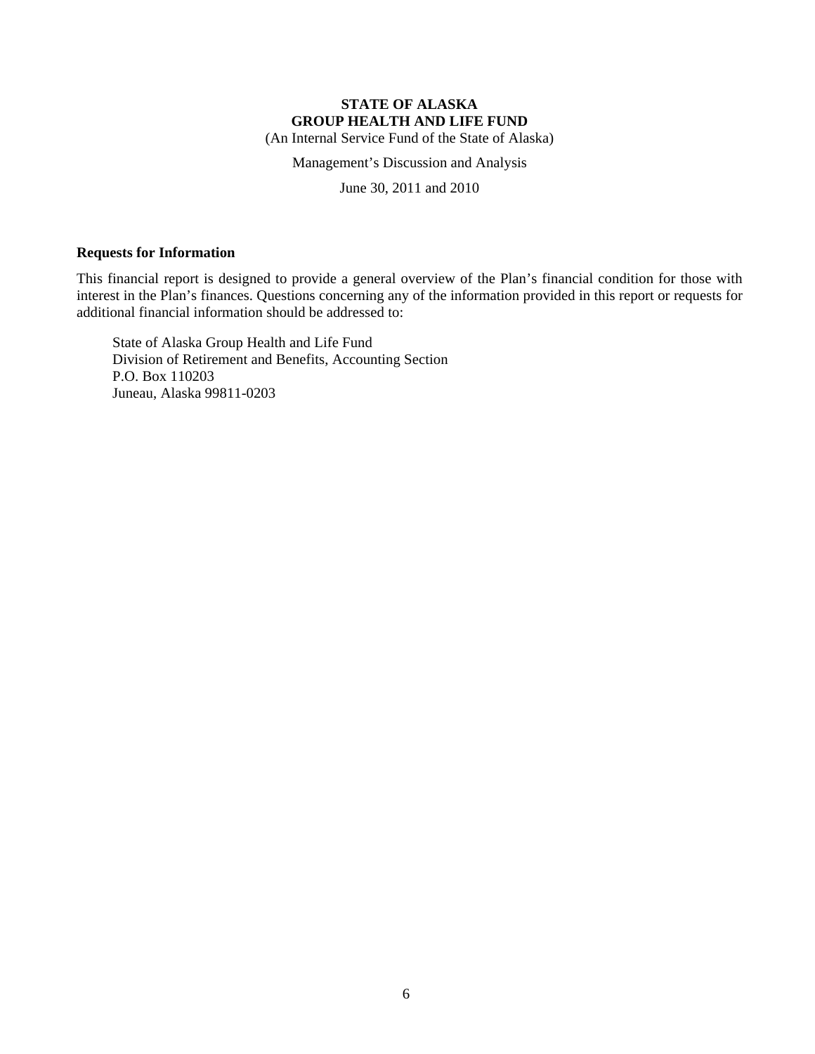**STATE OF ALASKA**
**GROUP HEALTH AND LIFE FUND**
(An Internal Service Fund of the State of Alaska)

Management's Discussion and Analysis

June 30, 2011 and 2010

### Requests for Information

This financial report is designed to provide a general overview of the Plan's financial condition for those with interest in the Plan's finances. Questions concerning any of the information provided in this report or requests for additional financial information should be addressed to:

State of Alaska Group Health and Life Fund
Division of Retirement and Benefits, Accounting Section
P.O. Box 110203
Juneau, Alaska 99811-0203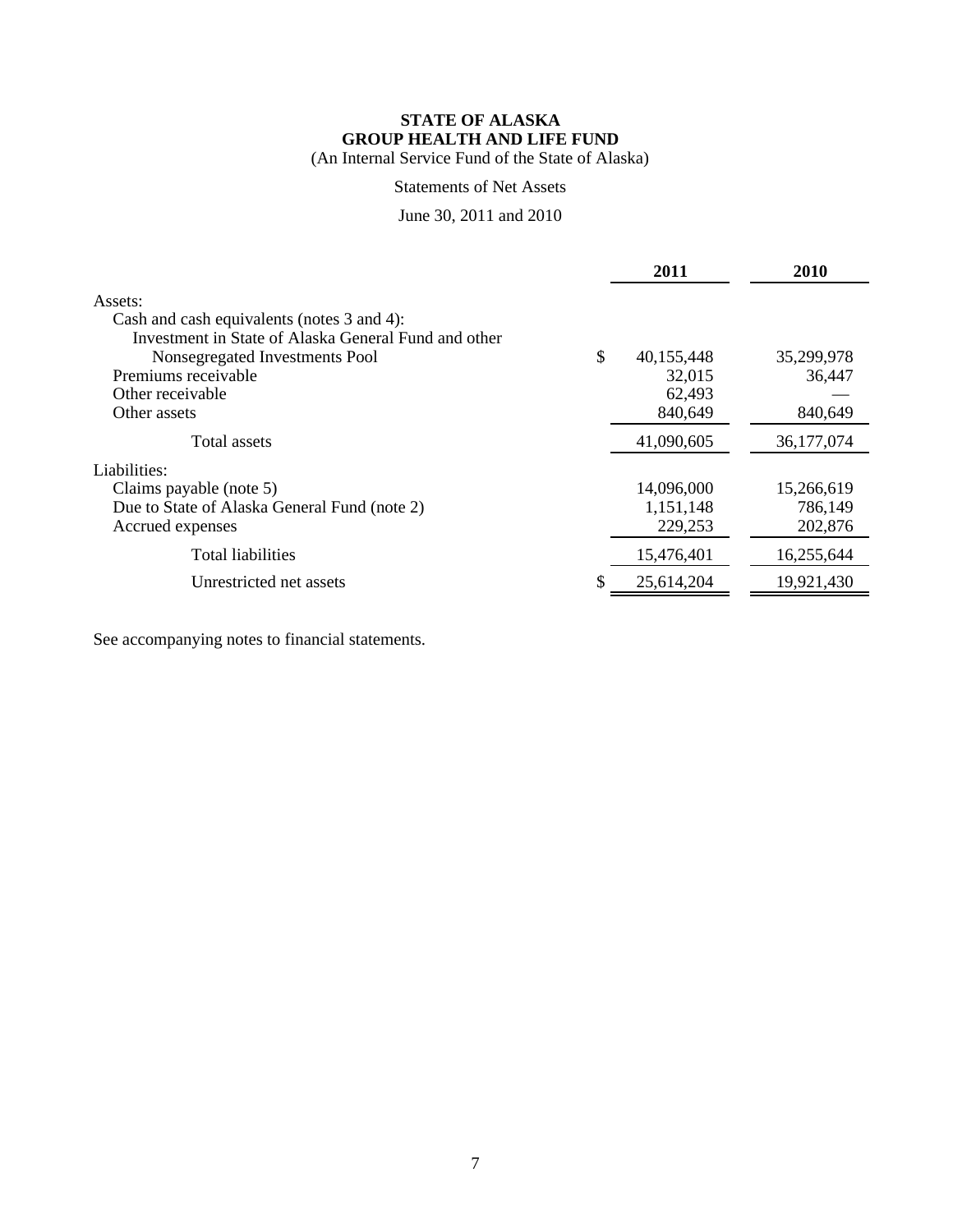**STATE OF ALASKA**
**GROUP HEALTH AND LIFE FUND**
(An Internal Service Fund of the State of Alaska)

Statements of Net Assets

June 30, 2011 and 2010

| | 2011 | 2010 |
|---|---|---|
| Assets: | | |
| Cash and cash equivalents (notes 3 and 4): | | |
| Investment in State of Alaska General Fund and other Nonsegregated Investments Pool | $ 40,155,448 | 35,299,978 |
| Premiums receivable | 32,015 | 36,447 |
| Other receivable | 62,493 | — |
| Other assets | 840,649 | 840,649 |
| Total assets | 41,090,605 | 36,177,074 |
| Liabilities: | | |
| Claims payable (note 5) | 14,096,000 | 15,266,619 |
| Due to State of Alaska General Fund (note 2) | 1,151,148 | 786,149 |
| Accrued expenses | 229,253 | 202,876 |
| Total liabilities | 15,476,401 | 16,255,644 |
| Unrestricted net assets | $ 25,614,204 | 19,921,430 |

See accompanying notes to financial statements.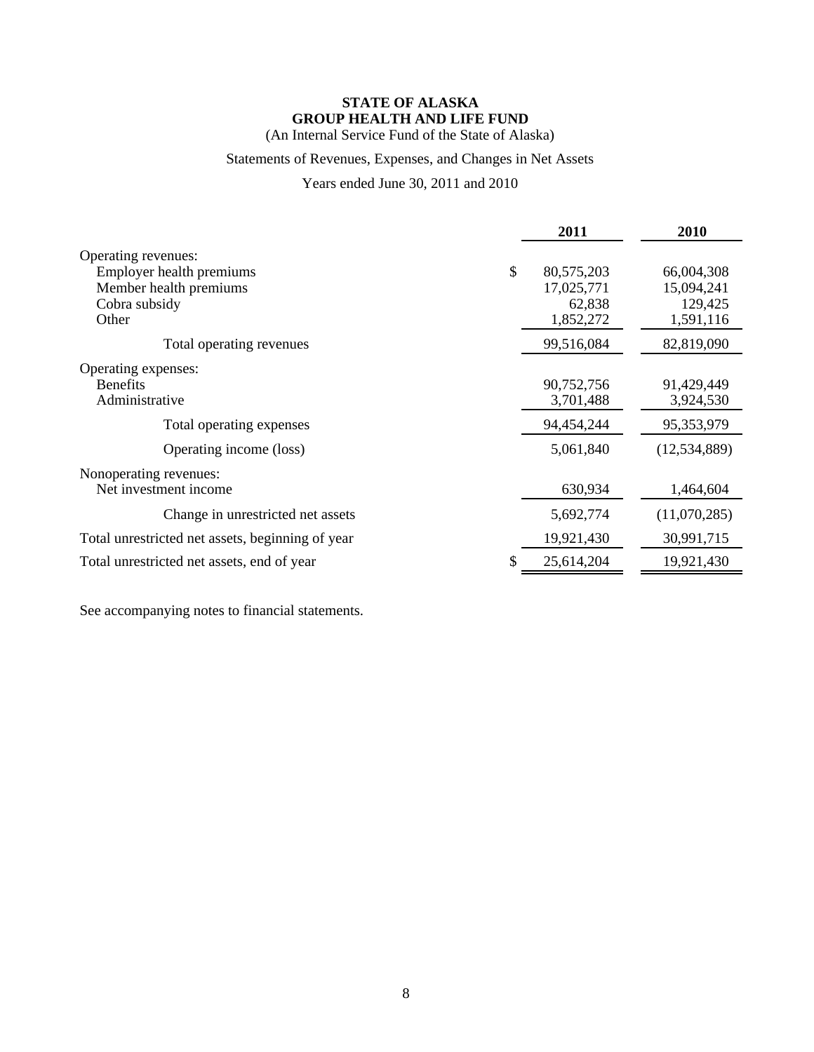**STATE OF ALASKA**
**GROUP HEALTH AND LIFE FUND**
(An Internal Service Fund of the State of Alaska)

Statements of Revenues, Expenses, and Changes in Net Assets

Years ended June 30, 2011 and 2010

| | | 2011 | 2010 |
|---|---|---|---|
| Operating revenues: | | | |
| Employer health premiums | $ | 80,575,203 | 66,004,308 |
| Member health premiums | | 17,025,771 | 15,094,241 |
| Cobra subsidy | | 62,838 | 129,425 |
| Other | | 1,852,272 | 1,591,116 |
| Total operating revenues | | 99,516,084 | 82,819,090 |
| Operating expenses: | | | |
| Benefits | | 90,752,756 | 91,429,449 |
| Administrative | | 3,701,488 | 3,924,530 |
| Total operating expenses | | 94,454,244 | 95,353,979 |
| Operating income (loss) | | 5,061,840 | (12,534,889) |
| Nonoperating revenues: | | | |
| Net investment income | | 630,934 | 1,464,604 |
| Change in unrestricted net assets | | 5,692,774 | (11,070,285) |
| Total unrestricted net assets, beginning of year | | 19,921,430 | 30,991,715 |
| Total unrestricted net assets, end of year | $ | 25,614,204 | 19,921,430 |

See accompanying notes to financial statements.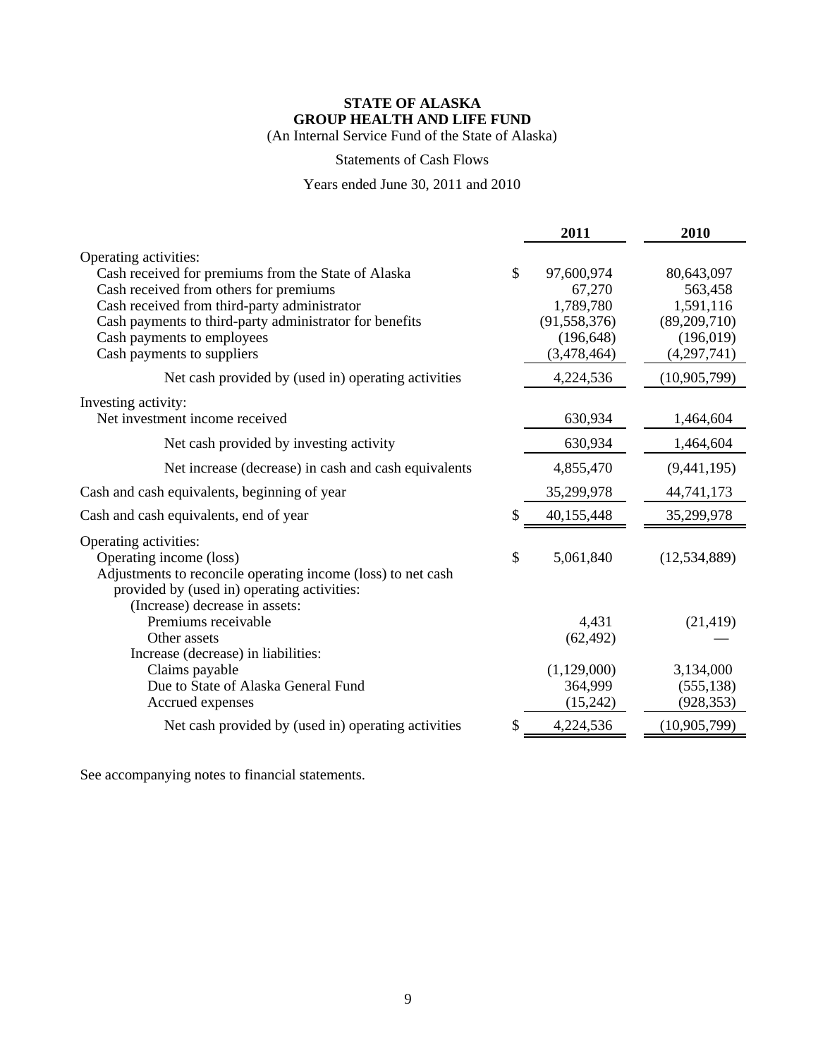**STATE OF ALASKA**
**GROUP HEALTH AND LIFE FUND**
(An Internal Service Fund of the State of Alaska)

Statements of Cash Flows

Years ended June 30, 2011 and 2010

| | | 2011 | 2010 |
|---|---|---|---|
| Operating activities: | | | |
| Cash received for premiums from the State of Alaska | $ | 97,600,974 | 80,643,097 |
| Cash received from others for premiums | | 67,270 | 563,458 |
| Cash received from third-party administrator | | 1,789,780 | 1,591,116 |
| Cash payments to third-party administrator for benefits | | (91,558,376) | (89,209,710) |
| Cash payments to employees | | (196,648) | (196,019) |
| Cash payments to suppliers | | (3,478,464) | (4,297,741) |
| Net cash provided by (used in) operating activities | | 4,224,536 | (10,905,799) |
| Investing activity: | | | |
| Net investment income received | | 630,934 | 1,464,604 |
| Net cash provided by investing activity | | 630,934 | 1,464,604 |
| Net increase (decrease) in cash and cash equivalents | | 4,855,470 | (9,441,195) |
| Cash and cash equivalents, beginning of year | | 35,299,978 | 44,741,173 |
| Cash and cash equivalents, end of year | $ | 40,155,448 | 35,299,978 |
| Operating activities: | | | |
| Operating income (loss) | $ | 5,061,840 | (12,534,889) |
| Adjustments to reconcile operating income (loss) to net cash provided by (used in) operating activities: | | | |
| (Increase) decrease in assets: | | | |
| Premiums receivable | | 4,431 | (21,419) |
| Other assets | | (62,492) | — |
| Increase (decrease) in liabilities: | | | |
| Claims payable | | (1,129,000) | 3,134,000 |
| Due to State of Alaska General Fund | | 364,999 | (555,138) |
| Accrued expenses | | (15,242) | (928,353) |
| Net cash provided by (used in) operating activities | $ | 4,224,536 | (10,905,799) |

See accompanying notes to financial statements.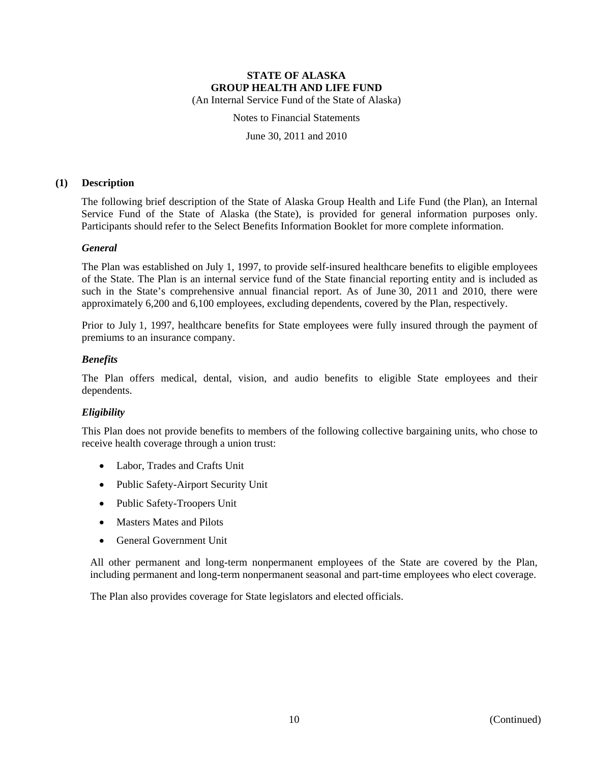**STATE OF ALASKA**
**GROUP HEALTH AND LIFE FUND**
(An Internal Service Fund of the State of Alaska)

Notes to Financial Statements

June 30, 2011 and 2010

## (1) Description

The following brief description of the State of Alaska Group Health and Life Fund (the Plan), an Internal Service Fund of the State of Alaska (the State), is provided for general information purposes only. Participants should refer to the Select Benefits Information Booklet for more complete information.

### *General*

The Plan was established on July 1, 1997, to provide self-insured healthcare benefits to eligible employees of the State. The Plan is an internal service fund of the State financial reporting entity and is included as such in the State's comprehensive annual financial report. As of June 30, 2011 and 2010, there were approximately 6,200 and 6,100 employees, excluding dependents, covered by the Plan, respectively.

Prior to July 1, 1997, healthcare benefits for State employees were fully insured through the payment of premiums to an insurance company.

### *Benefits*

The Plan offers medical, dental, vision, and audio benefits to eligible State employees and their dependents.

### *Eligibility*

This Plan does not provide benefits to members of the following collective bargaining units, who chose to receive health coverage through a union trust:

- Labor, Trades and Crafts Unit
- Public Safety-Airport Security Unit
- Public Safety-Troopers Unit
- Masters Mates and Pilots
- General Government Unit

All other permanent and long-term nonpermanent employees of the State are covered by the Plan, including permanent and long-term nonpermanent seasonal and part-time employees who elect coverage.

The Plan also provides coverage for State legislators and elected officials.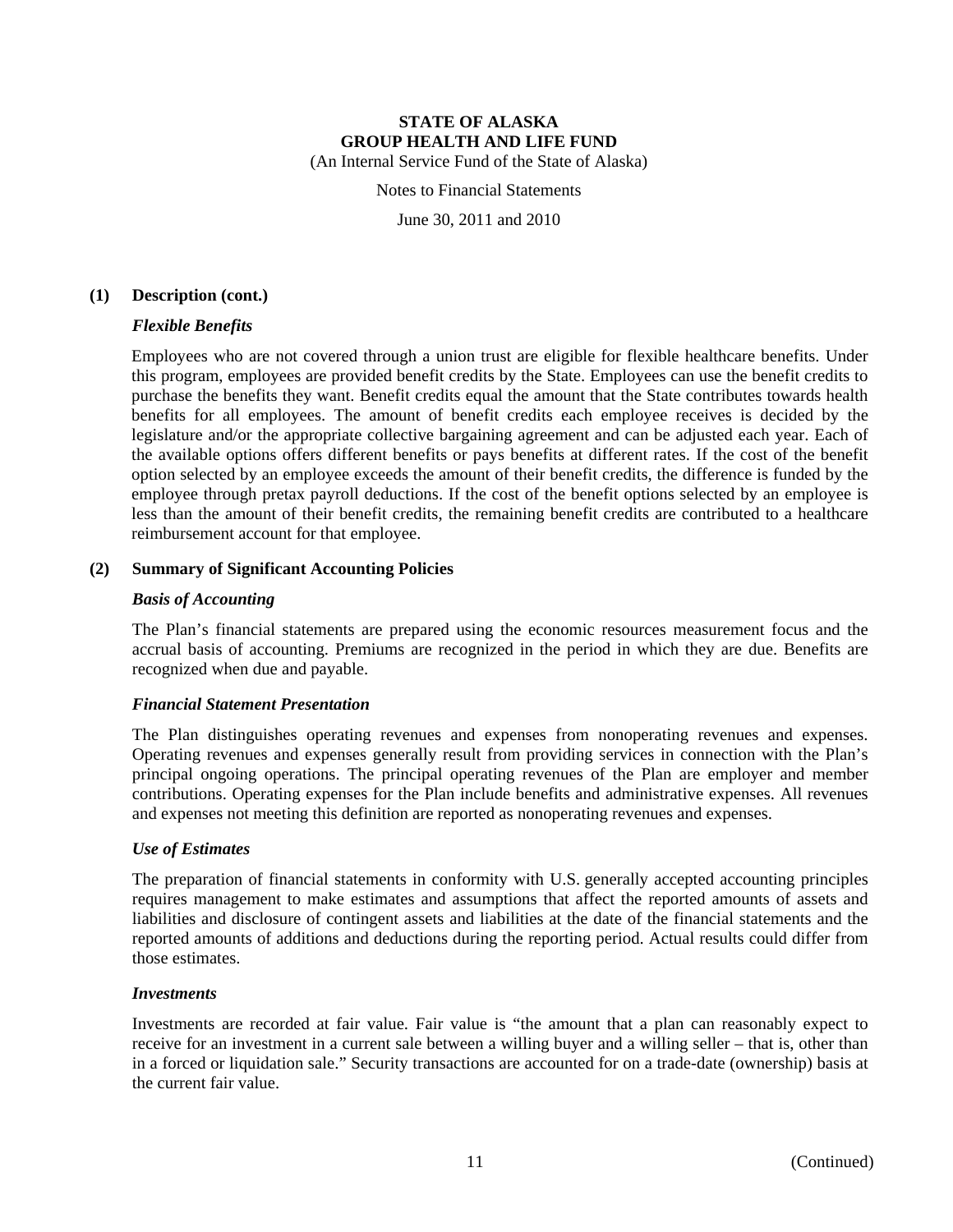## (1) Description (cont.)

### *Flexible Benefits*

Employees who are not covered through a union trust are eligible for flexible healthcare benefits. Under this program, employees are provided benefit credits by the State. Employees can use the benefit credits to purchase the benefits they want. Benefit credits equal the amount that the State contributes towards health benefits for all employees. The amount of benefit credits each employee receives is decided by the legislature and/or the appropriate collective bargaining agreement and can be adjusted each year. Each of the available options offers different benefits or pays benefits at different rates. If the cost of the benefit option selected by an employee exceeds the amount of their benefit credits, the difference is funded by the employee through pretax payroll deductions. If the cost of the benefit options selected by an employee is less than the amount of their benefit credits, the remaining benefit credits are contributed to a healthcare reimbursement account for that employee.

## (2) Summary of Significant Accounting Policies

### *Basis of Accounting*

The Plan's financial statements are prepared using the economic resources measurement focus and the accrual basis of accounting. Premiums are recognized in the period in which they are due. Benefits are recognized when due and payable.

### *Financial Statement Presentation*

The Plan distinguishes operating revenues and expenses from nonoperating revenues and expenses. Operating revenues and expenses generally result from providing services in connection with the Plan's principal ongoing operations. The principal operating revenues of the Plan are employer and member contributions. Operating expenses for the Plan include benefits and administrative expenses. All revenues and expenses not meeting this definition are reported as nonoperating revenues and expenses.

### *Use of Estimates*

The preparation of financial statements in conformity with U.S. generally accepted accounting principles requires management to make estimates and assumptions that affect the reported amounts of assets and liabilities and disclosure of contingent assets and liabilities at the date of the financial statements and the reported amounts of additions and deductions during the reporting period. Actual results could differ from those estimates.

### *Investments*

Investments are recorded at fair value. Fair value is "the amount that a plan can reasonably expect to receive for an investment in a current sale between a willing buyer and a willing seller – that is, other than in a forced or liquidation sale." Security transactions are accounted for on a trade-date (ownership) basis at the current fair value.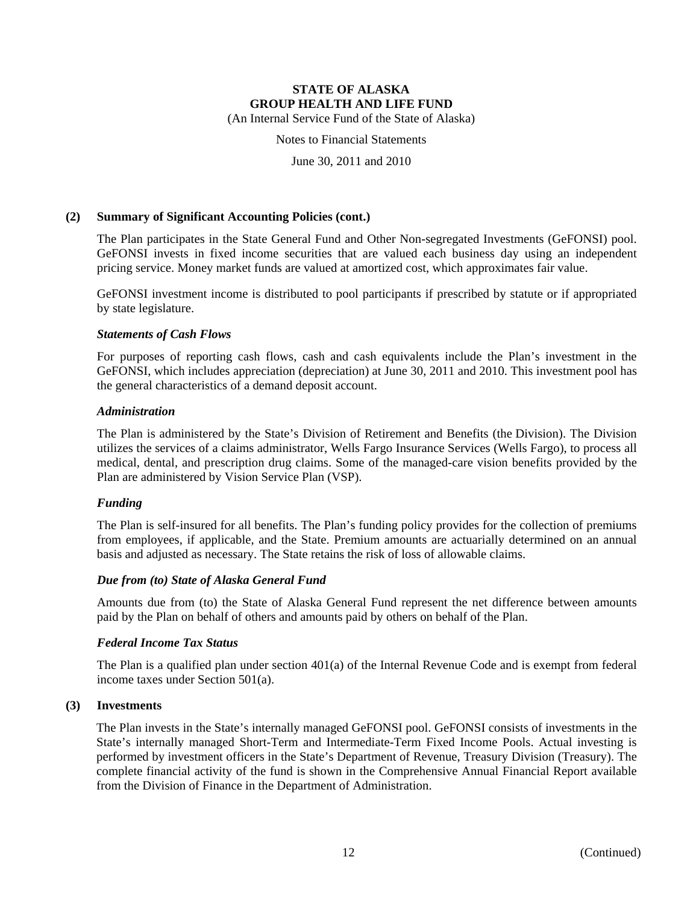## (2) Summary of Significant Accounting Policies (cont.)

The Plan participates in the State General Fund and Other Non-segregated Investments (GeFONSI) pool. GeFONSI invests in fixed income securities that are valued each business day using an independent pricing service. Money market funds are valued at amortized cost, which approximates fair value.

GeFONSI investment income is distributed to pool participants if prescribed by statute or if appropriated by state legislature.

### *Statements of Cash Flows*

For purposes of reporting cash flows, cash and cash equivalents include the Plan's investment in the GeFONSI, which includes appreciation (depreciation) at June 30, 2011 and 2010. This investment pool has the general characteristics of a demand deposit account.

### *Administration*

The Plan is administered by the State's Division of Retirement and Benefits (the Division). The Division utilizes the services of a claims administrator, Wells Fargo Insurance Services (Wells Fargo), to process all medical, dental, and prescription drug claims. Some of the managed-care vision benefits provided by the Plan are administered by Vision Service Plan (VSP).

### *Funding*

The Plan is self-insured for all benefits. The Plan's funding policy provides for the collection of premiums from employees, if applicable, and the State. Premium amounts are actuarially determined on an annual basis and adjusted as necessary. The State retains the risk of loss of allowable claims.

### *Due from (to) State of Alaska General Fund*

Amounts due from (to) the State of Alaska General Fund represent the net difference between amounts paid by the Plan on behalf of others and amounts paid by others on behalf of the Plan.

### *Federal Income Tax Status*

The Plan is a qualified plan under section 401(a) of the Internal Revenue Code and is exempt from federal income taxes under Section 501(a).

## (3) Investments

The Plan invests in the State's internally managed GeFONSI pool. GeFONSI consists of investments in the State's internally managed Short-Term and Intermediate-Term Fixed Income Pools. Actual investing is performed by investment officers in the State's Department of Revenue, Treasury Division (Treasury). The complete financial activity of the fund is shown in the Comprehensive Annual Financial Report available from the Division of Finance in the Department of Administration.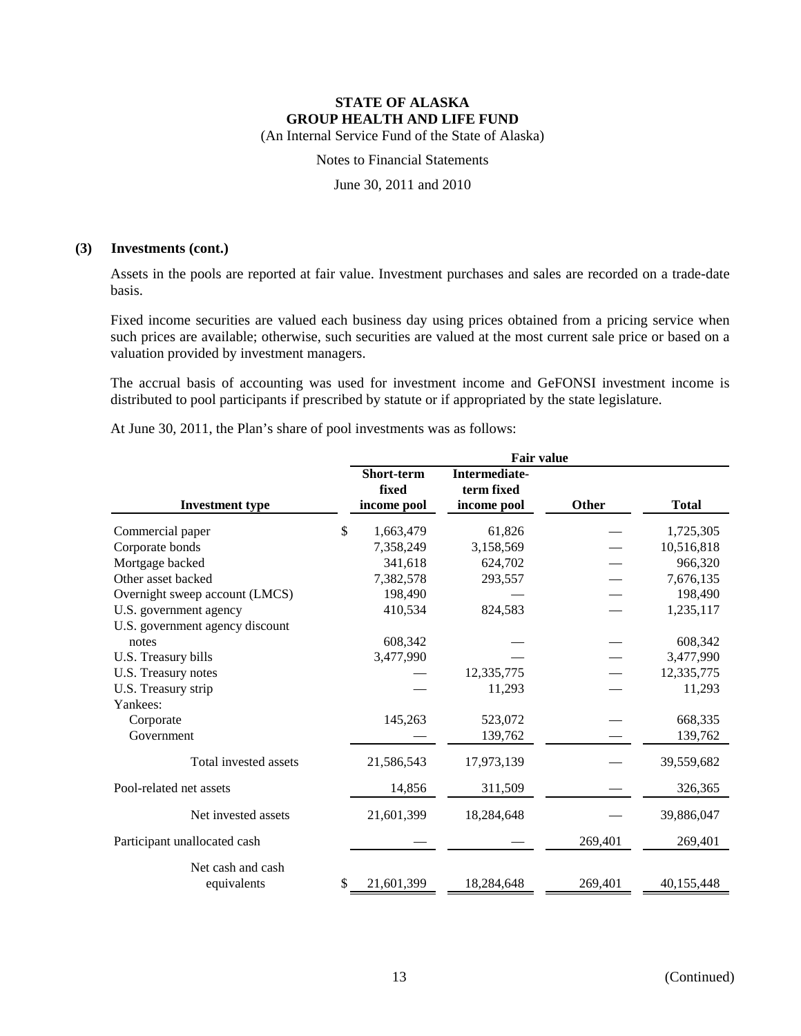**STATE OF ALASKA**
**GROUP HEALTH AND LIFE FUND**
(An Internal Service Fund of the State of Alaska)

Notes to Financial Statements

June 30, 2011 and 2010

**(3) Investments (cont.)**

Assets in the pools are reported at fair value. Investment purchases and sales are recorded on a trade-date basis.

Fixed income securities are valued each business day using prices obtained from a pricing service when such prices are available; otherwise, such securities are valued at the most current sale price or based on a valuation provided by investment managers.

The accrual basis of accounting was used for investment income and GeFONSI investment income is distributed to pool participants if prescribed by statute or if appropriated by the state legislature.

At June 30, 2011, the Plan's share of pool investments was as follows:

| | Fair value | | | |
|---|---|---|---|---|
| **Investment type** | **Short-term fixed income pool** | **Intermediate-term fixed income pool** | **Other** | **Total** |
| Commercial paper | $ 1,663,479 | 61,826 | — | 1,725,305 |
| Corporate bonds | 7,358,249 | 3,158,569 | — | 10,516,818 |
| Mortgage backed | 341,618 | 624,702 | — | 966,320 |
| Other asset backed | 7,382,578 | 293,557 | — | 7,676,135 |
| Overnight sweep account (LMCS) | 198,490 | — | — | 198,490 |
| U.S. government agency | 410,534 | 824,583 | — | 1,235,117 |
| U.S. government agency discount notes | 608,342 | — | — | 608,342 |
| U.S. Treasury bills | 3,477,990 | — | — | 3,477,990 |
| U.S. Treasury notes | — | 12,335,775 | — | 12,335,775 |
| U.S. Treasury strip | — | 11,293 | — | 11,293 |
| Yankees: | | | | |
| Corporate | 145,263 | 523,072 | — | 668,335 |
| Government | — | 139,762 | — | 139,762 |
| Total invested assets | 21,586,543 | 17,973,139 | — | 39,559,682 |
| Pool-related net assets | 14,856 | 311,509 | — | 326,365 |
| Net invested assets | 21,601,399 | 18,284,648 | — | 39,886,047 |
| Participant unallocated cash | — | — | 269,401 | 269,401 |
| Net cash and cash equivalents | $ 21,601,399 | 18,284,648 | 269,401 | 40,155,448 |

(Continued)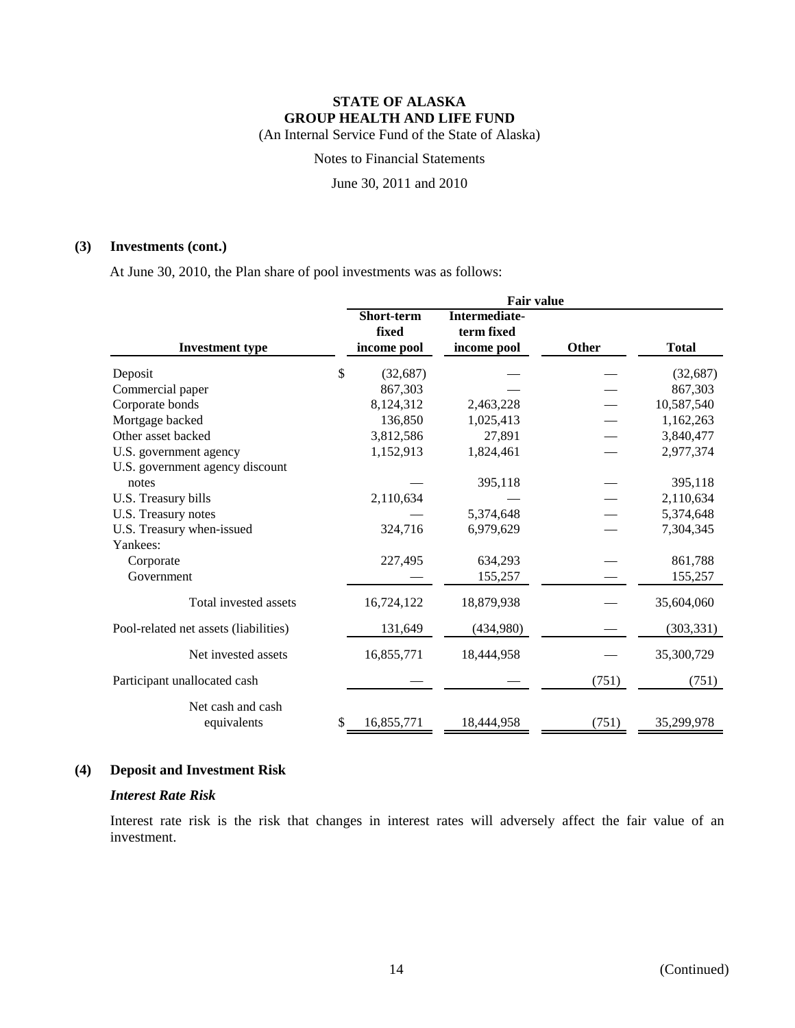**STATE OF ALASKA**
**GROUP HEALTH AND LIFE FUND**
(An Internal Service Fund of the State of Alaska)

Notes to Financial Statements

June 30, 2011 and 2010

## (3) Investments (cont.)

At June 30, 2010, the Plan share of pool investments was as follows:

| | Fair value | | | |
|---|---|---|---|---|
| **Investment type** | **Short-term fixed income pool** | **Intermediate-term fixed income pool** | **Other** | **Total** |
| Deposit | $ (32,687) | — | — | (32,687) |
| Commercial paper | 867,303 | — | — | 867,303 |
| Corporate bonds | 8,124,312 | 2,463,228 | — | 10,587,540 |
| Mortgage backed | 136,850 | 1,025,413 | — | 1,162,263 |
| Other asset backed | 3,812,586 | 27,891 | — | 3,840,477 |
| U.S. government agency | 1,152,913 | 1,824,461 | — | 2,977,374 |
| U.S. government agency discount notes | — | 395,118 | — | 395,118 |
| U.S. Treasury bills | 2,110,634 | — | — | 2,110,634 |
| U.S. Treasury notes | — | 5,374,648 | — | 5,374,648 |
| U.S. Treasury when-issued | 324,716 | 6,979,629 | — | 7,304,345 |
| Yankees: | | | | |
| Corporate | 227,495 | 634,293 | — | 861,788 |
| Government | — | 155,257 | — | 155,257 |
| Total invested assets | 16,724,122 | 18,879,938 | — | 35,604,060 |
| Pool-related net assets (liabilities) | 131,649 | (434,980) | — | (303,331) |
| Net invested assets | 16,855,771 | 18,444,958 | — | 35,300,729 |
| Participant unallocated cash | — | — | (751) | (751) |
| Net cash and cash equivalents | $ 16,855,771 | 18,444,958 | (751) | 35,299,978 |

## (4) Deposit and Investment Risk

### *Interest Rate Risk*

Interest rate risk is the risk that changes in interest rates will adversely affect the fair value of an investment.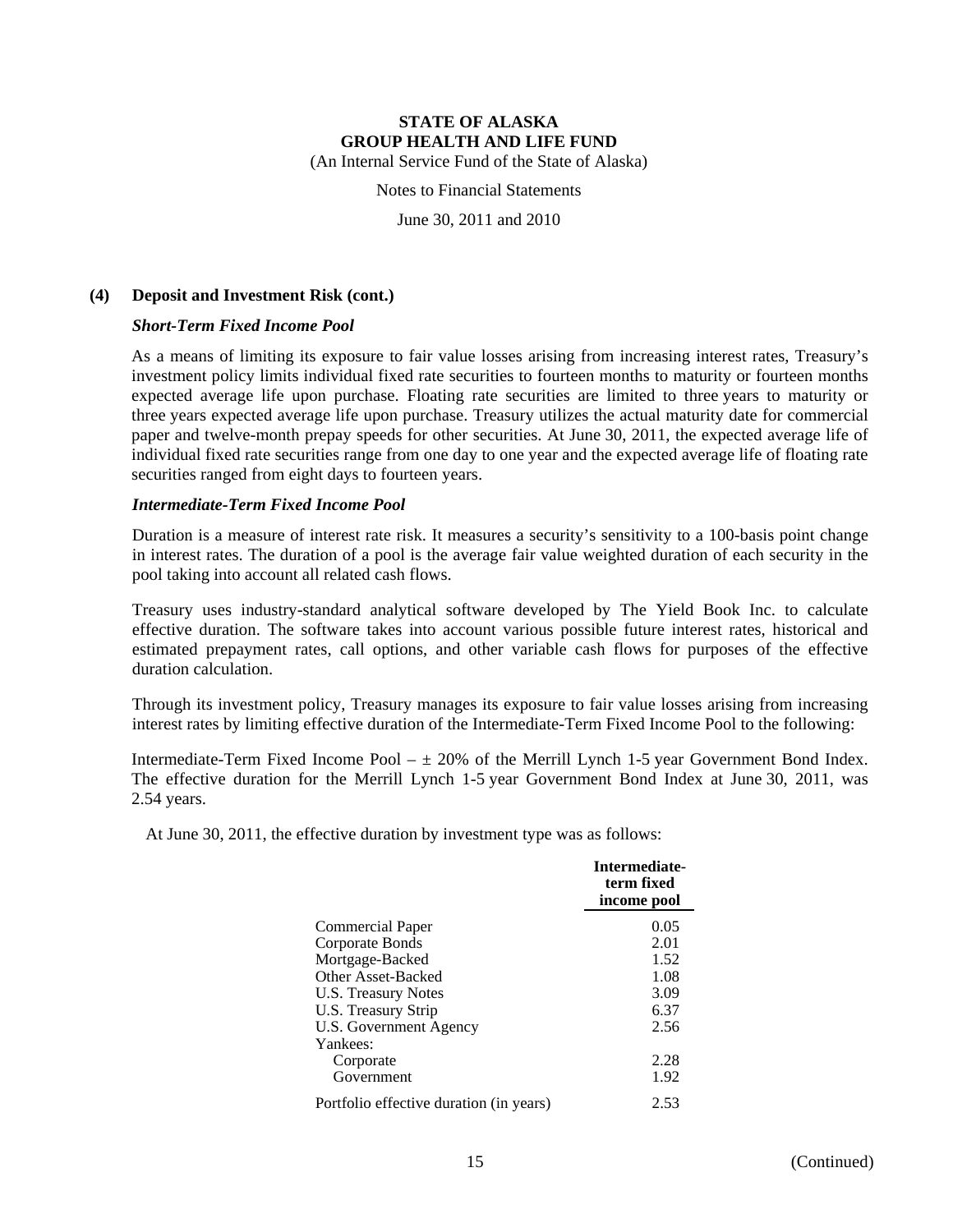# STATE OF ALASKA
## GROUP HEALTH AND LIFE FUND

(An Internal Service Fund of the State of Alaska)

Notes to Financial Statements

June 30, 2011 and 2010

### (4) Deposit and Investment Risk (cont.)

***Short-Term Fixed Income Pool***

As a means of limiting its exposure to fair value losses arising from increasing interest rates, Treasury's investment policy limits individual fixed rate securities to fourteen months to maturity or fourteen months expected average life upon purchase. Floating rate securities are limited to three years to maturity or three years expected average life upon purchase. Treasury utilizes the actual maturity date for commercial paper and twelve-month prepay speeds for other securities. At June 30, 2011, the expected average life of individual fixed rate securities range from one day to one year and the expected average life of floating rate securities ranged from eight days to fourteen years.

***Intermediate-Term Fixed Income Pool***

Duration is a measure of interest rate risk. It measures a security's sensitivity to a 100-basis point change in interest rates. The duration of a pool is the average fair value weighted duration of each security in the pool taking into account all related cash flows.

Treasury uses industry-standard analytical software developed by The Yield Book Inc. to calculate effective duration. The software takes into account various possible future interest rates, historical and estimated prepayment rates, call options, and other variable cash flows for purposes of the effective duration calculation.

Through its investment policy, Treasury manages its exposure to fair value losses arising from increasing interest rates by limiting effective duration of the Intermediate-Term Fixed Income Pool to the following:

Intermediate-Term Fixed Income Pool – ± 20% of the Merrill Lynch 1-5 year Government Bond Index. The effective duration for the Merrill Lynch 1-5 year Government Bond Index at June 30, 2011, was 2.54 years.

At June 30, 2011, the effective duration by investment type was as follows:

| | Intermediate-term fixed income pool |
|---|---|
| Commercial Paper | 0.05 |
| Corporate Bonds | 2.01 |
| Mortgage-Backed | 1.52 |
| Other Asset-Backed | 1.08 |
| U.S. Treasury Notes | 3.09 |
| U.S. Treasury Strip | 6.37 |
| U.S. Government Agency | 2.56 |
| Yankees: | |
| Corporate | 2.28 |
| Government | 1.92 |
| Portfolio effective duration (in years) | 2.53 |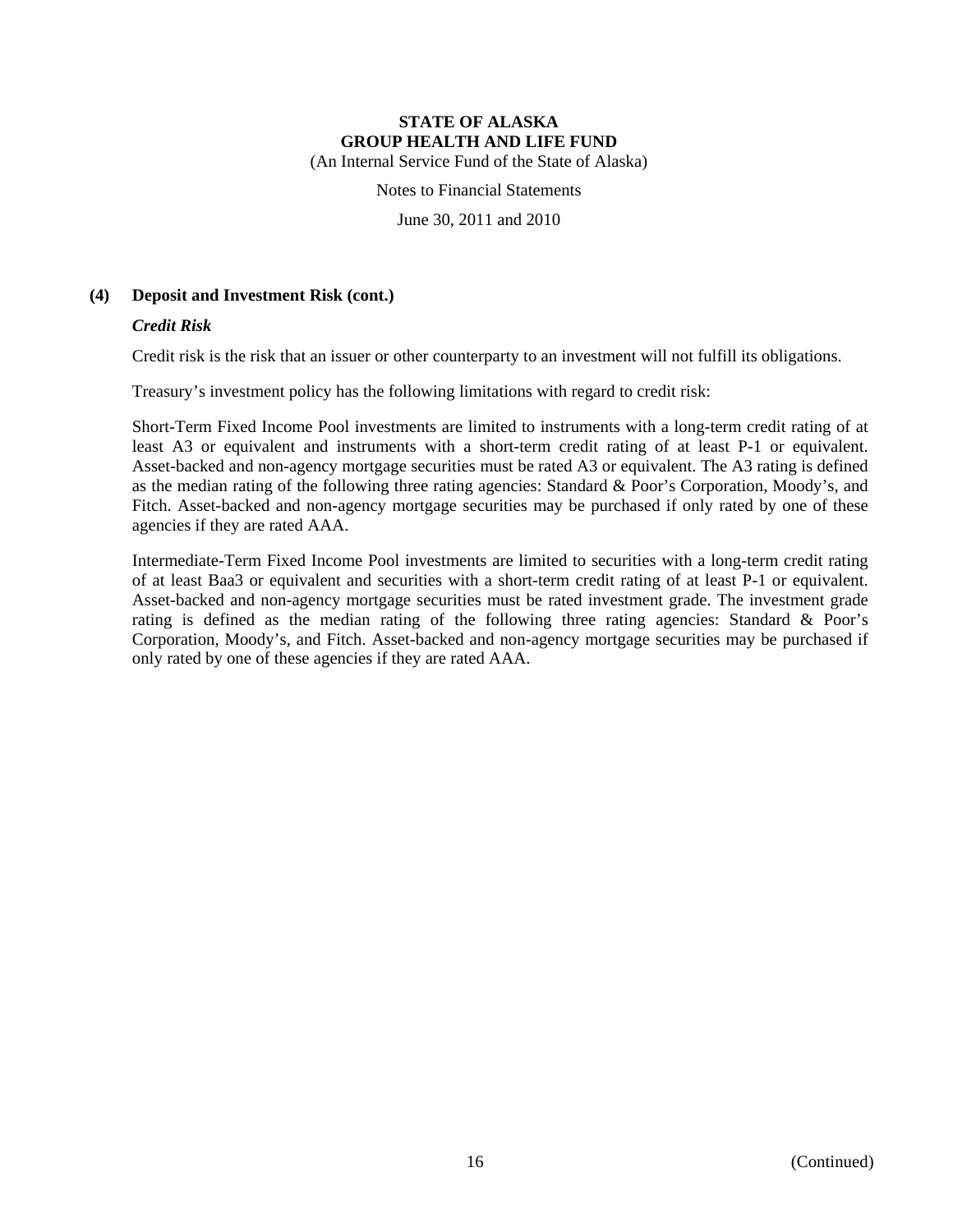### (4) Deposit and Investment Risk (cont.)

***Credit Risk***

Credit risk is the risk that an issuer or other counterparty to an investment will not fulfill its obligations.

Treasury's investment policy has the following limitations with regard to credit risk:

Short-Term Fixed Income Pool investments are limited to instruments with a long-term credit rating of at least A3 or equivalent and instruments with a short-term credit rating of at least P-1 or equivalent. Asset-backed and non-agency mortgage securities must be rated A3 or equivalent. The A3 rating is defined as the median rating of the following three rating agencies: Standard & Poor's Corporation, Moody's, and Fitch. Asset-backed and non-agency mortgage securities may be purchased if only rated by one of these agencies if they are rated AAA.

Intermediate-Term Fixed Income Pool investments are limited to securities with a long-term credit rating of at least Baa3 or equivalent and securities with a short-term credit rating of at least P-1 or equivalent. Asset-backed and non-agency mortgage securities must be rated investment grade. The investment grade rating is defined as the median rating of the following three rating agencies: Standard & Poor's Corporation, Moody's, and Fitch. Asset-backed and non-agency mortgage securities may be purchased if only rated by one of these agencies if they are rated AAA.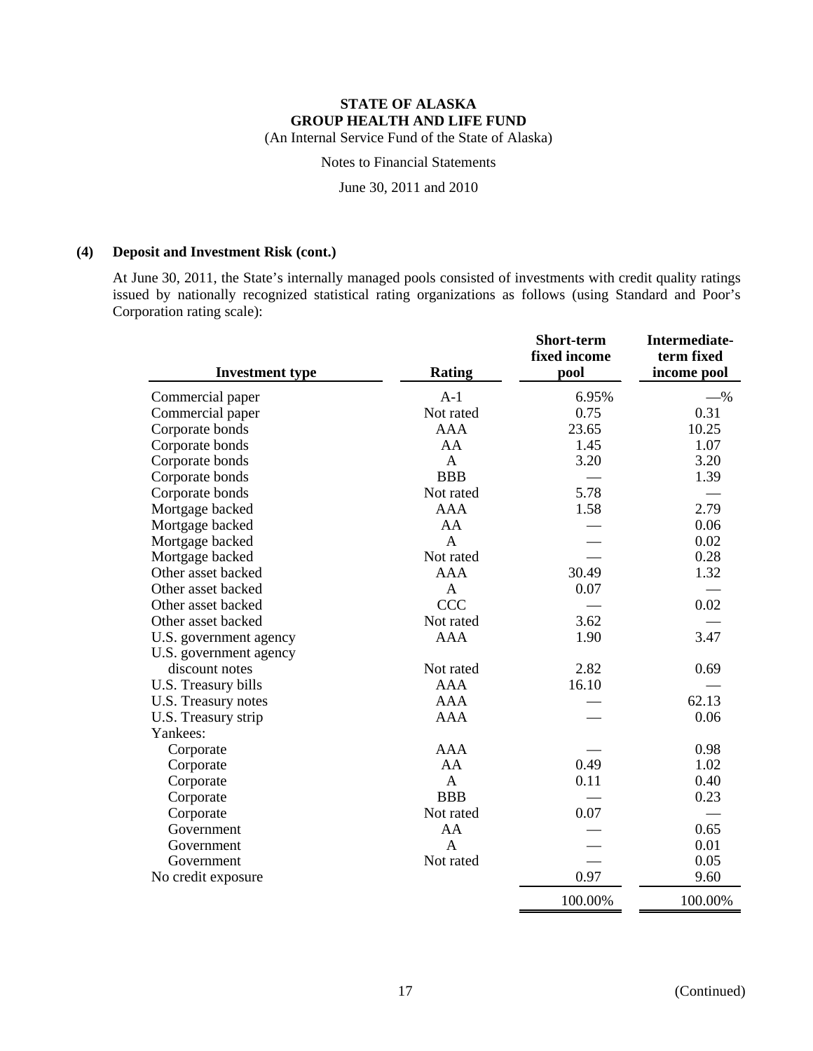**STATE OF ALASKA**
**GROUP HEALTH AND LIFE FUND**
(An Internal Service Fund of the State of Alaska)

Notes to Financial Statements

June 30, 2011 and 2010

## (4) Deposit and Investment Risk (cont.)

At June 30, 2011, the State's internally managed pools consisted of investments with credit quality ratings issued by nationally recognized statistical rating organizations as follows (using Standard and Poor's Corporation rating scale):

| Investment type | Rating | Short-term fixed income pool | Intermediate-term fixed income pool |
|---|---|---|---|
| Commercial paper | A-1 | 6.95% | —% |
| Commercial paper | Not rated | 0.75 | 0.31 |
| Corporate bonds | AAA | 23.65 | 10.25 |
| Corporate bonds | AA | 1.45 | 1.07 |
| Corporate bonds | A | 3.20 | 3.20 |
| Corporate bonds | BBB | — | 1.39 |
| Corporate bonds | Not rated | 5.78 | — |
| Mortgage backed | AAA | 1.58 | 2.79 |
| Mortgage backed | AA | — | 0.06 |
| Mortgage backed | A | — | 0.02 |
| Mortgage backed | Not rated | — | 0.28 |
| Other asset backed | AAA | 30.49 | 1.32 |
| Other asset backed | A | 0.07 | — |
| Other asset backed | CCC | — | 0.02 |
| Other asset backed | Not rated | 3.62 | — |
| U.S. government agency | AAA | 1.90 | 3.47 |
| U.S. government agency discount notes | Not rated | 2.82 | 0.69 |
| U.S. Treasury bills | AAA | 16.10 | — |
| U.S. Treasury notes | AAA | — | 62.13 |
| U.S. Treasury strip | AAA | — | 0.06 |
| Yankees: | | | |
| Corporate | AAA | — | 0.98 |
| Corporate | AA | 0.49 | 1.02 |
| Corporate | A | 0.11 | 0.40 |
| Corporate | BBB | — | 0.23 |
| Corporate | Not rated | 0.07 | — |
| Government | AA | — | 0.65 |
| Government | A | — | 0.01 |
| Government | Not rated | — | 0.05 |
| No credit exposure | | 0.97 | 9.60 |
| | | 100.00% | 100.00% |

(Continued)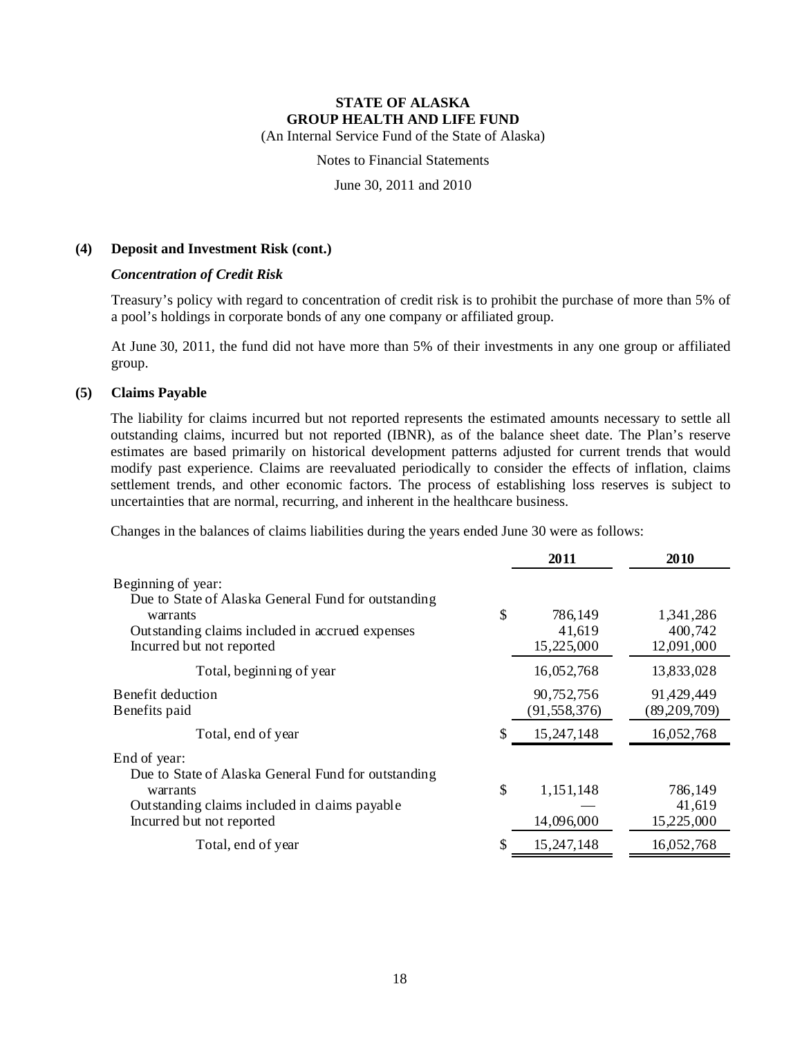**STATE OF ALASKA**
**GROUP HEALTH AND LIFE FUND**
(An Internal Service Fund of the State of Alaska)

Notes to Financial Statements

June 30, 2011 and 2010

**(4) Deposit and Investment Risk (cont.)**

***Concentration of Credit Risk***

Treasury's policy with regard to concentration of credit risk is to prohibit the purchase of more than 5% of a pool's holdings in corporate bonds of any one company or affiliated group.

At June 30, 2011, the fund did not have more than 5% of their investments in any one group or affiliated group.

**(5) Claims Payable**

The liability for claims incurred but not reported represents the estimated amounts necessary to settle all outstanding claims, incurred but not reported (IBNR), as of the balance sheet date. The Plan's reserve estimates are based primarily on historical development patterns adjusted for current trends that would modify past experience. Claims are reevaluated periodically to consider the effects of inflation, claims settlement trends, and other economic factors. The process of establishing loss reserves is subject to uncertainties that are normal, recurring, and inherent in the healthcare business.

Changes in the balances of claims liabilities during the years ended June 30 were as follows:

| | 2011 | 2010 |
|---|---|---|
| Beginning of year: | | |
| Due to State of Alaska General Fund for outstanding warrants | $ 786,149 | 1,341,286 |
| Outstanding claims included in accrued expenses | 41,619 | 400,742 |
| Incurred but not reported | 15,225,000 | 12,091,000 |
| Total, beginning of year | 16,052,768 | 13,833,028 |
| Benefit deduction | 90,752,756 | 91,429,449 |
| Benefits paid | (91,558,376) | (89,209,709) |
| Total, end of year | $ 15,247,148 | 16,052,768 |
| End of year: | | |
| Due to State of Alaska General Fund for outstanding warrants | $ 1,151,148 | 786,149 |
| Outstanding claims included in claims payable | — | 41,619 |
| Incurred but not reported | 14,096,000 | 15,225,000 |
| Total, end of year | $ 15,247,148 | 16,052,768 |